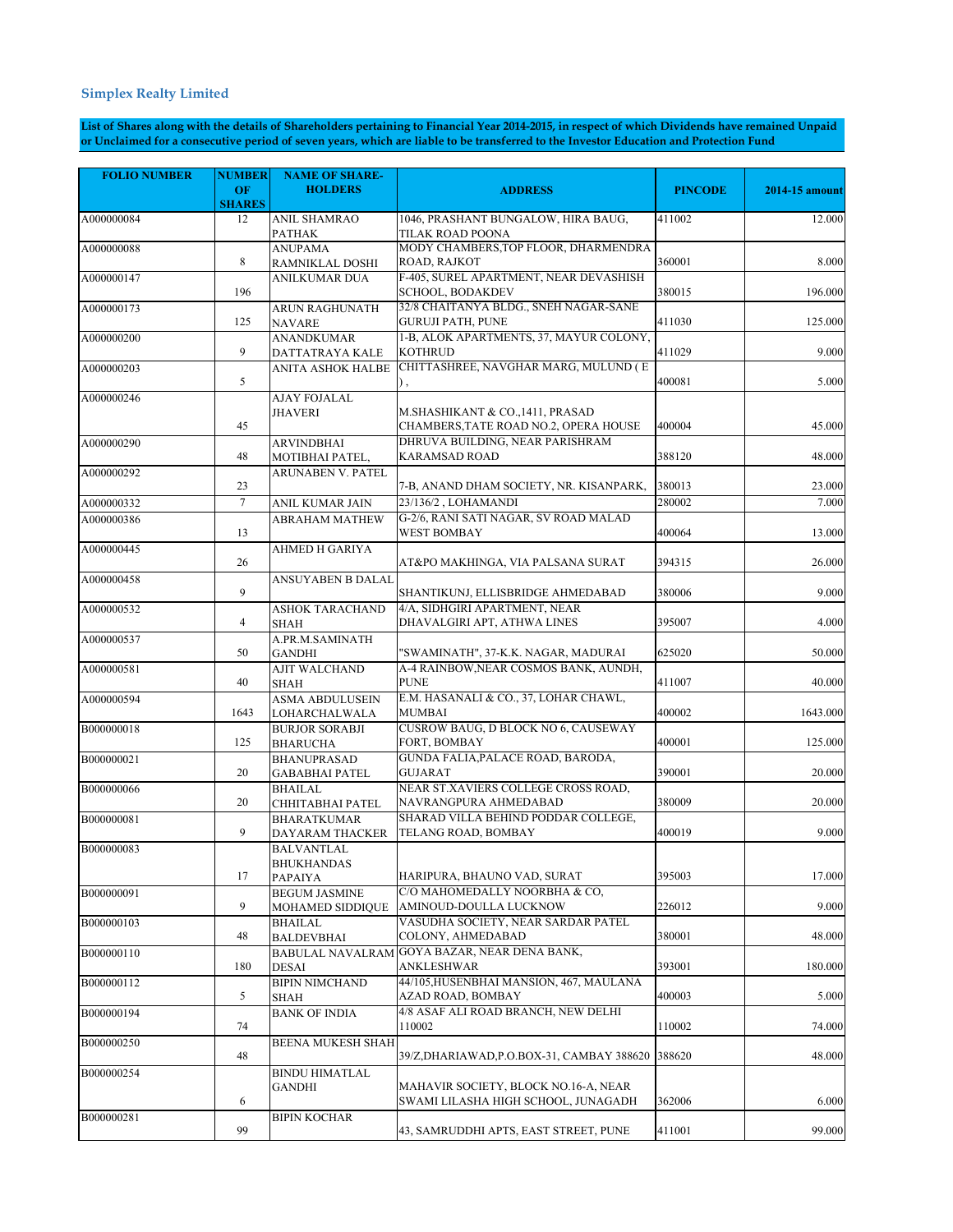**Simplex Realty Limited**

**List of Shares along with the details of Shareholders pertaining to Financial Year 2014-2015, in respect of which Dividends have remained Unpaid or Unclaimed for a consecutive period of seven years, which are liable to be transferred to the Investor Education and Protection Fund**

| FOLIO NUMBER | NUMBER OF SHARES | NAME OF SHARE-HOLDERS | ADDRESS | PINCODE | 2014-15 amount |
|---|---|---|---|---|---|
| A000000084 | 12 | ANIL SHAMRAO PATHAK | 1046, PRASHANT BUNGALOW, HIRA BAUG, TILAK ROAD POONA | 411002 | 12.000 |
| A000000088 | 8 | ANUPAMA RAMNIKLAL DOSHI | MODY CHAMBERS,TOP FLOOR, DHARMENDRA ROAD, RAJKOT | 360001 | 8.000 |
| A000000147 | 196 | ANILKUMAR DUA | F-405, SUREL APARTMENT, NEAR DEVASHISH SCHOOL, BODAKDEV | 380015 | 196.000 |
| A000000173 | 125 | ARUN RAGHUNATH NAVARE | 32/8 CHAITANYA BLDG., SNEH NAGAR-SANE GURUJI PATH, PUNE | 411030 | 125.000 |
| A000000200 | 9 | ANANDKUMAR DATTATRAYA KALE | 1-B, ALOK APARTMENTS, 37, MAYUR COLONY, KOTHRUD | 411029 | 9.000 |
| A000000203 | 5 | ANITA ASHOK HALBE | CHITTASHREE, NAVGHAR MARG, MULUND ( E ) , | 400081 | 5.000 |
| A000000246 | 45 | AJAY FOJALAL JHAVERI | M.SHASHIKANT & CO.,1411, PRASAD CHAMBERS,TATE ROAD NO.2, OPERA HOUSE | 400004 | 45.000 |
| A000000290 | 48 | ARVINDBHAI MOTIBHAI PATEL, | DHRUVA BUILDING, NEAR PARISHRAM KARAMSAD ROAD | 388120 | 48.000 |
| A000000292 | 23 | ARUNABEN V. PATEL | 7-B, ANAND DHAM SOCIETY, NR. KISANPARK, | 380013 | 23.000 |
| A000000332 | 7 | ANIL KUMAR JAIN | 23/136/2 , LOHAMANDI | 280002 | 7.000 |
| A000000386 | 13 | ABRAHAM MATHEW | G-2/6, RANI SATI NAGAR, SV ROAD MALAD WEST BOMBAY | 400064 | 13.000 |
| A000000445 | 26 | AHMED H GARIYA | AT&PO MAKHINGA, VIA PALSANA SURAT | 394315 | 26.000 |
| A000000458 | 9 | ANSUYABEN B DALAL | SHANTIKUNJ, ELLISBRIDGE AHMEDABAD | 380006 | 9.000 |
| A000000532 | 4 | ASHOK TARACHAND SHAH | 4/A, SIDHGIRI APARTMENT, NEAR DHAVALGIRI APT, ATHWA LINES | 395007 | 4.000 |
| A000000537 | 50 | A.PR.M.SAMINATH GANDHI | "SWAMINATH", 37-K.K. NAGAR, MADURAI | 625020 | 50.000 |
| A000000581 | 40 | AJIT WALCHAND SHAH | A-4 RAINBOW,NEAR COSMOS BANK, AUNDH, PUNE | 411007 | 40.000 |
| A000000594 | 1643 | ASMA ABDULSEIN LOHARCHALWALA | E.M. HASANALI & CO., 37, LOHAR CHAWL, MUMBAI | 400002 | 1643.000 |
| B000000018 | 125 | BURJOR SORABJI BHARUCHA | CUSROW BAUG, D BLOCK NO 6, CAUSEWAY FORT, BOMBAY | 400001 | 125.000 |
| B000000021 | 20 | BHANUPRASAD GABABHAI PATEL | GUNDA FALIA,PALACE ROAD, BARODA, GUJARAT | 390001 | 20.000 |
| B000000066 | 20 | BHAILAL CHHITABHAI PATEL | NEAR ST.XAVIERS COLLEGE CROSS ROAD, NAVRANGPURA AHMEDABAD | 380009 | 20.000 |
| B000000081 | 9 | BHARATKUMAR DAYARAM THACKER | SHARAD VILLA BEHIND PODDAR COLLEGE, TELANG ROAD, BOMBAY | 400019 | 9.000 |
| B000000083 | 17 | BALVANTLAL BHUKHANDAS PAPAIYA | HARIPURA, BHAUNO VAD, SURAT | 395003 | 17.000 |
| B000000091 | 9 | BEGUM JASMINE MOHAMED SIDDIQUE | C/O MAHOMEDALLY NOORBHA & CO, AMINOUD-DOULLA LUCKNOW | 226012 | 9.000 |
| B000000103 | 48 | BHAILAL BALDEVBHAI | VASUDHA SOCIETY, NEAR SARDAR PATEL COLONY, AHMEDABAD | 380001 | 48.000 |
| B000000110 | 180 | BABULAL NAVALRAM DESAI | GOYA BAZAR, NEAR DENA BANK, ANKLESHWAR | 393001 | 180.000 |
| B000000112 | 5 | BIPIN NIMCHAND SHAH | 44/105,HUSENBHAI MANSION, 467, MAULANA AZAD ROAD, BOMBAY | 400003 | 5.000 |
| B000000194 | 74 | BANK OF INDIA | 4/8 ASAF ALI ROAD BRANCH, NEW DELHI 110002 | 110002 | 74.000 |
| B000000250 | 48 | BEENA MUKESH SHAH | 39/Z,DHARIAWAD,P.O.BOX-31, CAMBAY 388620 | 388620 | 48.000 |
| B000000254 | 6 | BINDU HIMATLAL GANDHI | MAHAVIR SOCIETY, BLOCK NO.16-A, NEAR SWAMI LILASHA HIGH SCHOOL, JUNAGADH | 362006 | 6.000 |
| B000000281 | 99 | BIPIN KOCHAR | 43, SAMRUDDHI APTS, EAST STREET, PUNE | 411001 | 99.000 |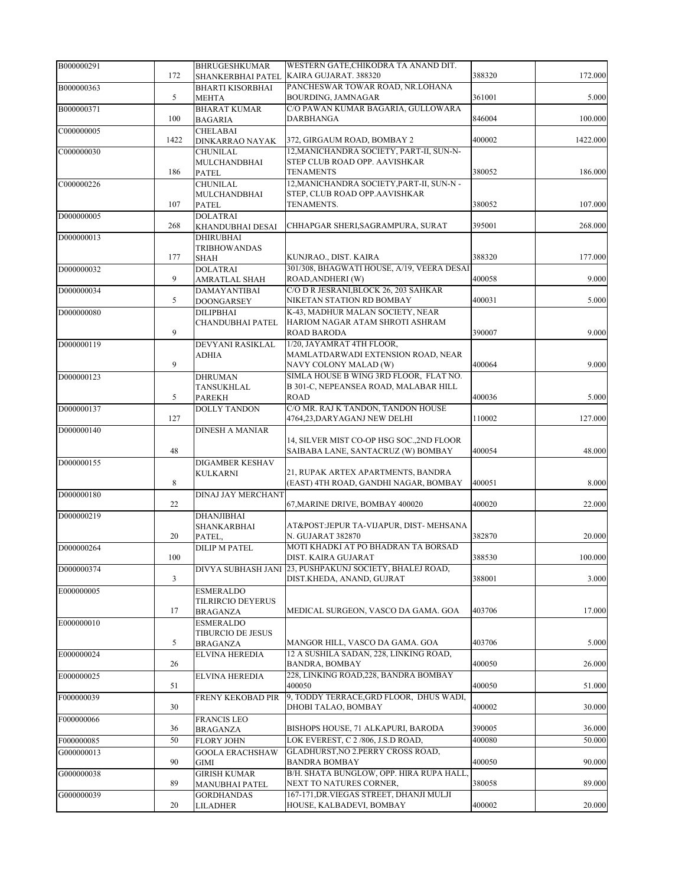| | | | | | |
|---|---|---|---|---|---|
| B000000291 | 172 | BHRUGESHKUMAR SHANKERBHAI PATEL | WESTERN GATE,CHIKODRA TA ANAND DIT. KAIRA GUJARAT. 388320 | 388320 | 172.000 |
| B000000363 | 5 | BHARTI KISORBHAI MEHTA | PANCHESWAR TOWAR ROAD, NR.LOHANA BOURDING, JAMNAGAR | 361001 | 5.000 |
| B000000371 | 100 | BHARAT KUMAR BAGARIA | C/O PAWAN KUMAR BAGARIA, GULLOWARA DARBHANGA | 846004 | 100.000 |
| C000000005 | 1422 | CHELABAI DINKARRAO NAYAK | 372, GIRGAUM ROAD, BOMBAY 2 | 400002 | 1422.000 |
| C000000030 | 186 | CHUNILAL MULCHANDBHAI PATEL | 12,MANICHANDRA SOCIETY, PART-II, SUN-N-STEP CLUB ROAD OPP. AAVISHKAR TENAMENTS | 380052 | 186.000 |
| C000000226 | 107 | CHUNILAL MULCHANDBHAI PATEL | 12,MANICHANDRA SOCIETY,PART-II, SUN-N -STEP, CLUB ROAD OPP.AAVISHKAR TENAMENTS. | 380052 | 107.000 |
| D000000005 | 268 | DOLATRAI KHANDUBHAI DESAI | CHHAPGAR SHERI,SAGRAMPURA, SURAT | 395001 | 268.000 |
| D000000013 | 177 | DHIRUBHAI TRIBHOWANDAS SHAH | KUNJRAO., DIST. KAIRA | 388320 | 177.000 |
| D000000032 | 9 | DOLATRAI AMRATLAL SHAH | 301/308, BHAGWATI HOUSE, A/19, VEERA DESAI ROAD,ANDHERI (W) | 400058 | 9.000 |
| D000000034 | 5 | DAMAYANTIBAI DOONGARSEY | C/O D R JESRANI,BLOCK 26, 203 SAHKAR NIKETAN STATION RD BOMBAY | 400031 | 5.000 |
| D000000080 | 9 | DILIPBHAI CHANDUBHAI PATEL | K-43, MADHUR MALAN SOCIETY, NEAR HARIOM NAGAR ATAM SHROTI ASHRAM ROAD BARODA | 390007 | 9.000 |
| D000000119 | 9 | DEVYANI RASIKLAL ADHIA | 1/20, JAYAMRAT 4TH FLOOR, MAMLATDARWADI EXTENSION ROAD, NEAR NAVY COLONY MALAD (W) | 400064 | 9.000 |
| D000000123 | 5 | DHRUMAN TANSUKHLAL PAREKH | SIMLA HOUSE B WING 3RD FLOOR, FLAT NO. B 301-C, NEPEANSEA ROAD, MALABAR HILL ROAD | 400036 | 5.000 |
| D000000137 | 127 | DOLLY TANDON | C/O MR. RAJ K TANDON, TANDON HOUSE 4764,23,DARYAGANJ NEW DELHI | 110002 | 127.000 |
| D000000140 | 48 | DINESH A MANIAR | 14, SILVER MIST CO-OP HSG SOC.,2ND FLOOR SAIBABA LANE, SANTACRUZ (W) BOMBAY | 400054 | 48.000 |
| D000000155 | 8 | DIGAMBER KESHAV KULKARNI | 21, RUPAK ARTEX APARTMENTS, BANDRA (EAST) 4TH ROAD, GANDHI NAGAR, BOMBAY | 400051 | 8.000 |
| D000000180 | 22 | DINAJ JAY MERCHANT | 67,MARINE DRIVE, BOMBAY 400020 | 400020 | 22.000 |
| D000000219 | 20 | DHANJIBHAI SHANKARBHAI PATEL, | AT&POST:JEPUR TA-VIJAPUR, DIST- MEHSANA N. GUJARAT 382870 | 382870 | 20.000 |
| D000000264 | 100 | DILIP M PATEL | MOTI KHADKI AT PO BHADRAN TA BORSAD DIST. KAIRA GUJARAT | 388530 | 100.000 |
| D000000374 | 3 | DIVYA SUBHASH JANI | 23, PUSHPAKUNJ SOCIETY, BHALEJ ROAD, DIST.KHEDA, ANAND, GUJRAT | 388001 | 3.000 |
| E000000005 | 17 | ESMERALDO TILRIRCIO DEYERUS BRAGANZA | MEDICAL SURGEON, VASCO DA GAMA. GOA | 403706 | 17.000 |
| E000000010 | 5 | ESMERALDO TIBURCIO DE JESUS BRAGANZA | MANGOR HILL, VASCO DA GAMA. GOA | 403706 | 5.000 |
| E000000024 | 26 | ELVINA HEREDIA | 12 A SUSHILA SADAN, 228, LINKING ROAD, BANDRA, BOMBAY | 400050 | 26.000 |
| E000000025 | 51 | ELVINA HEREDIA | 228, LINKING ROAD,228, BANDRA BOMBAY 400050 | 400050 | 51.000 |
| F000000039 | 30 | FRENY KEKOBAD PIR | 9, TODDY TERRACE,GRD FLOOR, DHUS WADI, DHOBI TALAO, BOMBAY | 400002 | 30.000 |
| F000000066 | 36 | FRANCIS LEO BRAGANZA | BISHOPS HOUSE, 71 ALKAPURI, BARODA | 390005 | 36.000 |
| F000000085 | 50 | FLORY JOHN | LOK EVEREST, C 2 /806, J.S.D ROAD, | 400080 | 50.000 |
| G000000013 | 90 | GOOLA ERACHSHAW GIMI | GLADHURST,NO 2.PERRY CROSS ROAD, BANDRA BOMBAY | 400050 | 90.000 |
| G000000038 | 89 | GIRISH KUMAR MANUBHAI PATEL | B/H. SHATA BUNGLOW, OPP. HIRA RUPA HALL, NEXT TO NATURES CORNER, | 380058 | 89.000 |
| G000000039 | 20 | GORDHANDAS LILADHER | 167-171,DR.VIEGAS STREET, DHANJI MULJI HOUSE, KALBADEVI, BOMBAY | 400002 | 20.000 |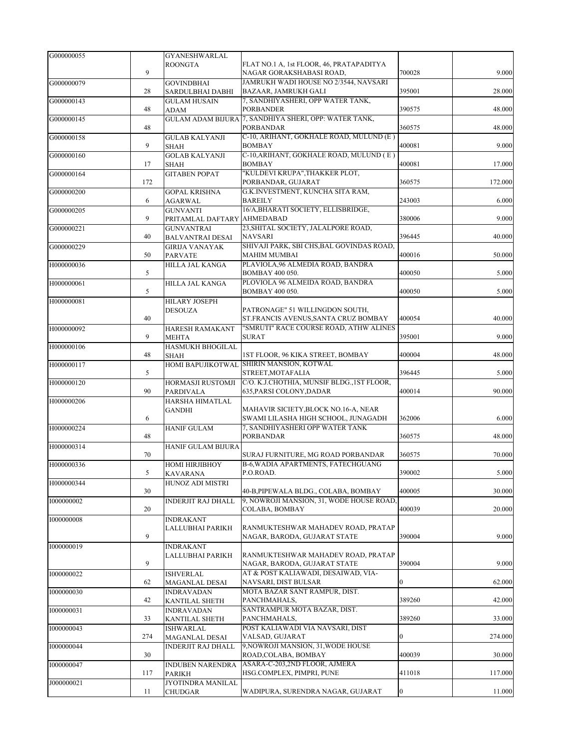| | | | | | |
|---|---|---|---|---|---|
| G000000055 | 9 | GYANESHWARLAL ROONGTA | FLAT NO.1 A, 1st FLOOR, 46, PRATAPADITYA NAGAR GORAKSHABASI ROAD, | 700028 | 9.000 |
| G000000079 | 28 | GOVINDBHAI SARDULBHAI DABHI | JAMRUKH WADI HOUSE NO 2/3544, NAVSARI BAZAAR, JAMRUKH GALI | 395001 | 28.000 |
| G000000143 | 48 | GULAM HUSAIN ADAM | 7, SANDHIYASHERI, OPP WATER TANK, PORBANDER | 390575 | 48.000 |
| G000000145 | 48 | GULAM ADAM BIJURA | 7, SANDHIYA SHERI, OPP: WATER TANK, PORBANDAR | 360575 | 48.000 |
| G000000158 | 9 | GULAB KALYANJI SHAH | C-10, ARIHANT, GOKHALE ROAD, MULUND (E ) BOMBAY | 400081 | 9.000 |
| G000000160 | 17 | GOLAB KALYANJI SHAH | C-10,ARIHANT, GOKHALE ROAD, MULUND ( E ) BOMBAY | 400081 | 17.000 |
| G000000164 | 172 | GITABEN POPAT | "KULDEVI KRUPA",THAKKER PLOT, PORBANDAR, GUJARAT | 360575 | 172.000 |
| G000000200 | 6 | GOPAL KRISHNA AGARWAL | G.K.INVESTMENT, KUNCHA SITA RAM, BAREILY | 243003 | 6.000 |
| G000000205 | 9 | GUNVANTI PRITAMLAL DAFTARY | 16/A,BHARATI SOCIETY, ELLISBRIDGE, AHMEDABAD | 380006 | 9.000 |
| G000000221 | 40 | GUNVANTRAI BALVANTRAI DESAI | 23,SHITAL SOCIETY, JALALPORE ROAD, NAVSARI | 396445 | 40.000 |
| G000000229 | 50 | GIRIJA VANAYAK PARVATE | SHIVAJI PARK, SBI CHS,BAL GOVINDAS ROAD, MAHIM MUMBAI | 400016 | 50.000 |
| H000000036 | 5 | HILLA JAL KANGA | PLAVIOLA,96 ALMEDIA ROAD, BANDRA BOMBAY 400 050. | 400050 | 5.000 |
| H000000061 | 5 | HILLA JAL KANGA | PLOVIOLA 96 ALMEIDA ROAD, BANDRA BOMBAY 400 050. | 400050 | 5.000 |
| H000000081 | 40 | HILARY JOSEPH DESOUZA | PATRONAGE" 51 WILLINGDON SOUTH, ST.FRANCIS AVENUS,SANTA CRUZ BOMBAY | 400054 | 40.000 |
| H000000092 | 9 | HARESH RAMAKANT MEHTA | "SMRUTI" RACE COURSE ROAD, ATHW ALINES SURAT | 395001 | 9.000 |
| H000000106 | 48 | HASMUKH BHOGILAL SHAH | 1ST FLOOR, 96 KIKA STREET, BOMBAY | 400004 | 48.000 |
| H000000117 | 5 | HOMI BAPUJIKOTWAL | SHIRIN MANSION, KOTWAL STREET,MOTAFALIA | 396445 | 5.000 |
| H000000120 | 90 | HORMASJI RUSTOMJI PARDIVALA | C/O. K.J.CHOTHIA, MUNSIF BLDG.,1ST FLOOR, 635,PARSI COLONY,DADAR | 400014 | 90.000 |
| H000000206 | 6 | HARSHA HIMATLAL GANDHI | MAHAVIR SICIETY,BLOCK NO.16-A, NEAR SWAMI LILASHA HIGH SCHOOL, JUNAGADH | 362006 | 6.000 |
| H000000224 | 48 | HANIF GULAM | 7, SANDHIYASHERI OPP WATER TANK PORBANDAR | 360575 | 48.000 |
| H000000314 | 70 | HANIF GULAM BIJURA | SURAJ FURNITURE, MG ROAD PORBANDAR | 360575 | 70.000 |
| H000000336 | 5 | HOMI HIRJIBHOY KAVARANA | B-6,WADIA APARTMENTS, FATECHGUANG P.O.ROAD. | 390002 | 5.000 |
| H000000344 | 30 | HUNOZ ADI MISTRI | 40-B,PIPEWALA BLDG., COLABA, BOMBAY | 400005 | 30.000 |
| I000000002 | 20 | INDERJIT RAJ DHALL | 9, NOWROJI MANSION, 31, WODE HOUSE ROAD, COLABA, BOMBAY | 400039 | 20.000 |
| I000000008 | 9 | INDRAKANT LALLUBHAI PARIKH | RANMUKTESHWAR MAHADEV ROAD, PRATAP NAGAR, BARODA, GUJARAT STATE | 390004 | 9.000 |
| I000000019 | 9 | INDRAKANT LALLUBHAI PARIKH | RANMUKTESHWAR MAHADEV ROAD, PRATAP NAGAR, BARODA, GUJARAT STATE | 390004 | 9.000 |
| I000000022 | 62 | ISHVERLAL MAGANLAL DESAI | AT & POST KALIAWADI, DESAIWAD, VIA-NAVSARI, DIST BULSAR | 0 | 62.000 |
| I000000030 | 42 | INDRAVADAN KANTILAL SHETH | MOTA BAZAR SANT RAMPUR, DIST. PANCHMAHALS, | 389260 | 42.000 |
| I000000031 | 33 | INDRAVADAN KANTILAL SHETH | SANTRAMPUR MOTA BAZAR, DIST. PANCHMAHALS, | 389260 | 33.000 |
| I000000043 | 274 | ISHWARLAL MAGANLAL DESAI | POST KALIAWADI VIA NAVSARI, DIST VALSAD, GUJARAT | 0 | 274.000 |
| I000000044 | 30 | INDERJIT RAJ DHALL | 9,NOWROJI MANSION, 31,WODE HOUSE ROAD,COLABA, BOMBAY | 400039 | 30.000 |
| I000000047 | 117 | INDUBEN NARENDRA PARIKH | ASARA-C-203,2ND FLOOR, AJMERA HSG.COMPLEX, PIMPRI, PUNE | 411018 | 117.000 |
| J000000021 | 11 | JYOTINDRA MANILAL CHUDGAR | WADIPURA, SURENDRA NAGAR, GUJARAT | 0 | 11.000 |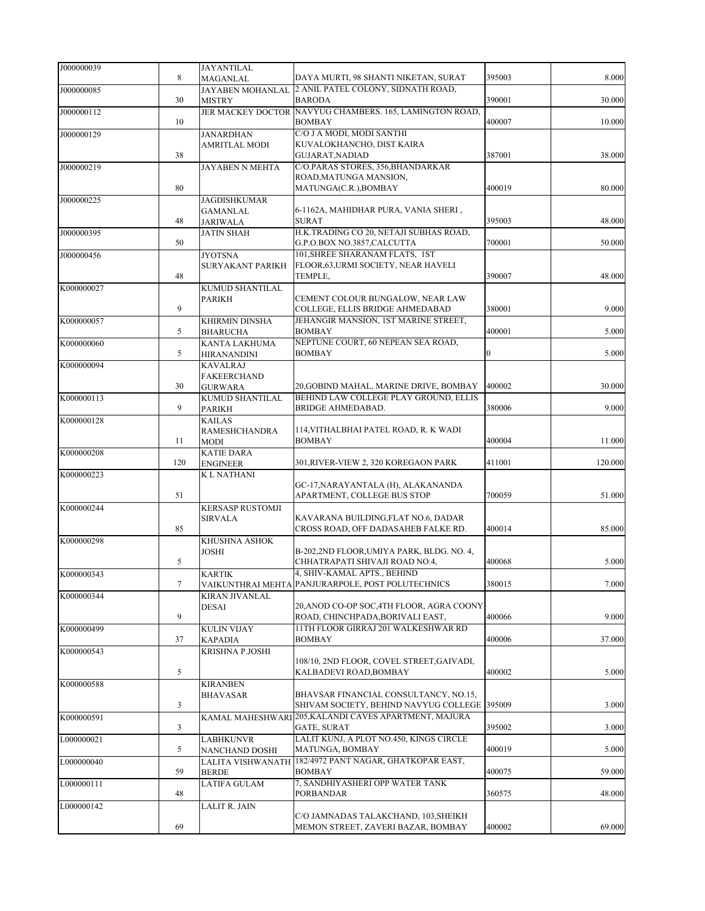| | | | | | |
|---|---|---|---|---|---|
| J000000039 | 8 | JAYANTILAL MAGANLAL | DAYA MURTI, 98 SHANTI NIKETAN, SURAT | 395003 | 8.000 |
| J000000085 | 30 | JAYABEN MOHANLAL MISTRY | 2 ANIL PATEL COLONY, SIDNATH ROAD, BARODA | 390001 | 30.000 |
| J000000112 | 10 | JER MACKEY DOCTOR | NAVYUG CHAMBERS. 165, LAMINGTON ROAD, BOMBAY | 400007 | 10.000 |
| J000000129 | 38 | JANARDHAN AMRITLAL MODI | C/O J A MODI, MODI SANTHI KUVALOKHANCHO, DIST KAIRA GUJARAT,NADIAD | 387001 | 38.000 |
| J000000219 | 80 | JAYABEN N MEHTA | C/O.PARAS STORES, 356,BHANDARKAR ROAD,MATUNGA MANSION, MATUNGA(C.R.),BOMBAY | 400019 | 80.000 |
| J000000225 | 48 | JAGDISHKUMAR GAMANLAL JARIWALA | 6-1162A, MAHIDHAR PURA, VANIA SHERI , SURAT | 395003 | 48.000 |
| J000000395 | 50 | JATIN SHAH | H.K.TRADING CO 20, NETAJI SUBHAS ROAD, G.P.O.BOX NO.3857,CALCUTTA | 700001 | 50.000 |
| J000000456 | 48 | JYOTSNA SURYAKANT PARIKH | 101,SHREE SHARANAM FLATS, 1ST FLOOR,63,URMI SOCIETY, NEAR HAVELI TEMPLE, | 390007 | 48.000 |
| K000000027 | 9 | KUMUD SHANTILAL PARIKH | CEMENT COLOUR BUNGALOW, NEAR LAW COLLEGE, ELLIS BRIDGE AHMEDABAD | 380001 | 9.000 |
| K000000057 | 5 | KHIRMIN DINSHA BHARUCHA | JEHANGIR MANSION, 1ST MARINE STREET, BOMBAY | 400001 | 5.000 |
| K000000060 | 5 | KANTA LAKHUMA HIRANANDINI | NEPTUNE COURT, 60 NEPEAN SEA ROAD, BOMBAY | 0 | 5.000 |
| K000000094 | 30 | KAVALRAJ FAKEERCHAND GURWARA | 20,GOBIND MAHAL, MARINE DRIVE, BOMBAY | 400002 | 30.000 |
| K000000113 | 9 | KUMUD SHANTILAL PARIKH | BEHIND LAW COLLEGE PLAY GROUND, ELLIS BRIDGE AHMEDABAD. | 380006 | 9.000 |
| K000000128 | 11 | KAILAS RAMESHCHANDRA MODI | 114,VITHALBHAI PATEL ROAD, R. K WADI BOMBAY | 400004 | 11.000 |
| K000000208 | 120 | KATIE DARA ENGINEER | 301,RIVER-VIEW 2, 320 KOREGAON PARK | 411001 | 120.000 |
| K000000223 | 51 | K L NATHANI | GC-17,NARAYANTALA (H), ALAKANANDA APARTMENT, COLLEGE BUS STOP | 700059 | 51.000 |
| K000000244 | 85 | KERSASP RUSTOMJI SIRVALA | KAVARANA BUILDING,FLAT NO.6, DADAR CROSS ROAD, OFF DADASAHEB FALKE RD. | 400014 | 85.000 |
| K000000298 | 5 | KHUSHNA ASHOK JOSHI | B-202,2ND FLOOR,UMIYA PARK, BLDG. NO. 4, CHHATRAPATI SHIVAJI ROAD NO.4, | 400068 | 5.000 |
| K000000343 | 7 | KARTIK VAIKUNTHRAI MEHTA | 4, SHIV-KAMAL APTS., BEHIND PANJURARPOLE, POST POLUTECHNICS | 380015 | 7.000 |
| K000000344 | 9 | KIRAN JIVANLAL DESAI | 20,ANOD CO-OP SOC,4TH FLOOR, AGRA COONY ROAD, CHINCHPADA,BORIVALI EAST, | 400066 | 9.000 |
| K000000499 | 37 | KULIN VIJAY KAPADIA | 11TH FLOOR GIRRAJ 201 WALKESHWAR RD BOMBAY | 400006 | 37.000 |
| K000000543 | 5 | KRISHNA P.JOSHI | 108/10, 2ND FLOOR, COVEL STREET,GAIVADI, KALBADEVI ROAD,BOMBAY | 400002 | 5.000 |
| K000000588 | 3 | KIRANBEN BHAVASAR | BHAVSAR FINANCIAL CONSULTANCY, NO.15, SHIVAM SOCIETY, BEHIND NAVYUG COLLEGE | 395009 | 3.000 |
| K000000591 | 3 | KAMAL MAHESHWARI | 205,KALANDI CAVES APARTMENT, MAJURA GATE, SURAT | 395002 | 3.000 |
| L000000021 | 5 | LABHKUNVR NANCHAND DOSHI | LALIT KUNJ, A PLOT NO.450, KINGS CIRCLE MATUNGA, BOMBAY | 400019 | 5.000 |
| L000000040 | 59 | LALITA VISHWANATH BERDE | 182/4972 PANT NAGAR, GHATKOPAR EAST, BOMBAY | 400075 | 59.000 |
| L000000111 | 48 | LATIFA GULAM | 7, SANDHIYASHERI OPP WATER TANK PORBANDAR | 360575 | 48.000 |
| L000000142 | 69 | LALIT R. JAIN | C/O JAMNADAS TALAKCHAND, 103,SHEIKH MEMON STREET, ZAVERI BAZAR, BOMBAY | 400002 | 69.000 |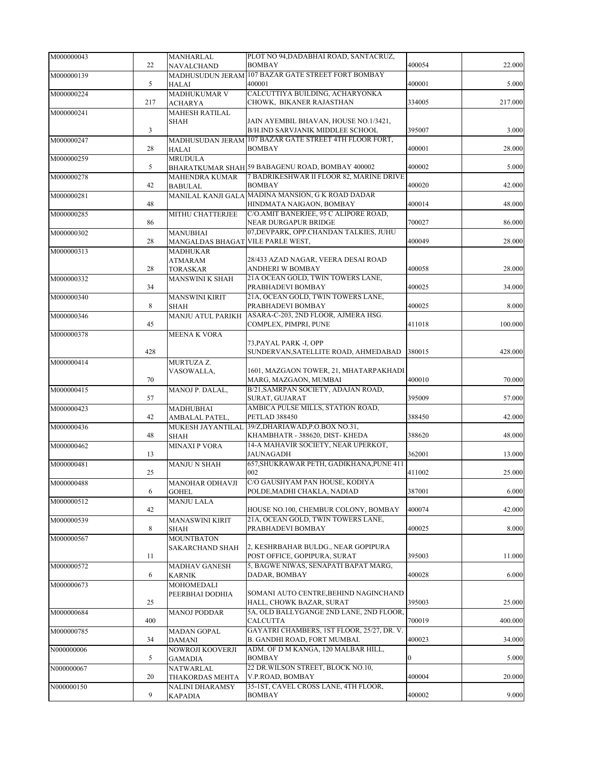| | | | | | |
|---|---|---|---|---|---|
| M000000043 | 22 | MANHARLAL NAVALCHAND | PLOT NO 94,DADABHAI ROAD, SANTACRUZ, BOMBAY | 400054 | 22.000 |
| M000000139 | 5 | MADHUSUDUN JERAM HALAI | 107 BAZAR GATE STREET FORT BOMBAY 400001 | 400001 | 5.000 |
| M000000224 | 217 | MADHUKUMAR V ACHARYA | CALCUTTIYA BUILDING, ACHARYONKA CHOWK, BIKANER RAJASTHAN | 334005 | 217.000 |
| M000000241 | 3 | MAHESH RATILAL SHAH | JAIN AYEMBIL BHAVAN, HOUSE NO.1/3421, B/H.IND SARVJANIK MIDDLEE SCHOOL | 395007 | 3.000 |
| M000000247 | 28 | MADHUSUDAN JERAM HALAI | 107 BAZAR GATE STREET 4TH FLOOR FORT, BOMBAY | 400001 | 28.000 |
| M000000259 | 5 | MRUDULA BHARATKUMAR SHAH | 59 BABAGENU ROAD, BOMBAY 400002 | 400002 | 5.000 |
| M000000278 | 42 | MAHENDRA KUMAR BABULAL | 7 BADRIKESHWAR II FLOOR 82, MARINE DRIVE BOMBAY | 400020 | 42.000 |
| M000000281 | 48 | MANILAL KANJI GALA | MADINA MANSION, G K ROAD DADAR HINDMATA NAIGAON, BOMBAY | 400014 | 48.000 |
| M000000285 | 86 | MITHU CHATTERJEE | C/O.AMIT BANERJEE, 95 C ALIPORE ROAD, NEAR DURGAPUR BRIDGE | 700027 | 86.000 |
| M000000302 | 28 | MANUBHAI MANGALDAS BHAGAT | 07,DEVPARK, OPP.CHANDAN TALKIES, JUHU VILE PARLE WEST, | 400049 | 28.000 |
| M000000313 | 28 | MADHUKAR ATMARAM TORASKAR | 28/433 AZAD NAGAR, VEERA DESAI ROAD ANDHERI W BOMBAY | 400058 | 28.000 |
| M000000332 | 34 | MANSWINI K SHAH | 21A OCEAN GOLD, TWIN TOWERS LANE, PRABHADEVI BOMBAY | 400025 | 34.000 |
| M000000340 | 8 | MANSWINI KIRIT SHAH | 21A, OCEAN GOLD, TWIN TOWERS LANE, PRABHADEVI BOMBAY | 400025 | 8.000 |
| M000000346 | 45 | MANJU ATUL PARIKH | ASARA-C-203, 2ND FLOOR, AJMERA HSG. COMPLEX, PIMPRI, PUNE | 411018 | 100.000 |
| M000000378 | 428 | MEENA K VORA | 73,PAYAL PARK -I, OPP SUNDERVAN,SATELLITE ROAD, AHMEDABAD | 380015 | 428.000 |
| M000000414 | 70 | MURTUZA Z. VASOWALLA, | 1601, MAZGAON TOWER, 21, MHATARPAKHADI MARG, MAZGAON, MUMBAI | 400010 | 70.000 |
| M000000415 | 57 | MANOJ P. DALAL, | B/21,SAMRPAN SOCIETY, ADAJAN ROAD, SURAT, GUJARAT | 395009 | 57.000 |
| M000000423 | 42 | MADHUBHAI AMBALAL PATEL, | AMBICA PULSE MILLS, STATION ROAD, PETLAD 388450 | 388450 | 42.000 |
| M000000436 | 48 | MUKESH JAYANTILAL SHAH | 39/Z,DHARIAWAD,P.O.BOX NO.31, KHAMBHATR - 388620, DIST- KHEDA | 388620 | 48.000 |
| M000000462 | 13 | MINAXI P VORA | 14-A MAHAVIR SOCIETY, NEAR UPERKOT, JAUNAGADH | 362001 | 13.000 |
| M000000481 | 25 | MANJU N SHAH | 657,SHUKRAWAR PETH, GADIKHANA,PUNE 411 002 | 411002 | 25.000 |
| M000000488 | 6 | MANOHAR ODHAVJI GOHEL | C/O GAUSHYAM PAN HOUSE, KODIYA POLDE,MADHI CHAKLA, NADIAD | 387001 | 6.000 |
| M000000512 | 42 | MANJU LALA | HOUSE NO.100, CHEMBUR COLONY, BOMBAY | 400074 | 42.000 |
| M000000539 | 8 | MANASWINI KIRIT SHAH | 21A, OCEAN GOLD, TWIN TOWERS LANE, PRABHADEVI BOMBAY | 400025 | 8.000 |
| M000000567 | 11 | MOUNTBATON SAKARCHAND SHAH | 2, KESHRBAHAR BULDG., NEAR GOPIPURA POST OFFICE, GOPIPURA, SURAT | 395003 | 11.000 |
| M000000572 | 6 | MADHAV GANESH KARNIK | 5, BAGWE NIWAS, SENAPATI BAPAT MARG, DADAR, BOMBAY | 400028 | 6.000 |
| M000000673 | 25 | MOHOMEDALI PEERBHAI DODHIA | SOMANI AUTO CENTRE,BEHIND NAGINCHAND HALL, CHOWK BAZAR, SURAT | 395003 | 25.000 |
| M000000684 | 400 | MANOJ PODDAR | 5A, OLD BALLYGANGE 2ND LANE, 2ND FLOOR, CALCUTTA | 700019 | 400.000 |
| M000000785 | 34 | MADAN GOPAL DAMANI | GAYATRI CHAMBERS, 1ST FLOOR, 25/27, DR. V. B. GANDHI ROAD, FORT MUMBAI. | 400023 | 34.000 |
| N000000006 | 5 | NOWROJI KOOVERJI GAMADIA | ADM. OF D M KANGA, 120 MALBAR HILL, BOMBAY | 0 | 5.000 |
| N000000067 | 20 | NATWARLAL THAKORDAS MEHTA | 22 DR.WILSON STREET, BLOCK NO.10, V.P.ROAD, BOMBAY | 400004 | 20.000 |
| N000000150 | 9 | NALINI DHARAMSY KAPADIA | 35-1ST, CAVEL CROSS LANE, 4TH FLOOR, BOMBAY | 400002 | 9.000 |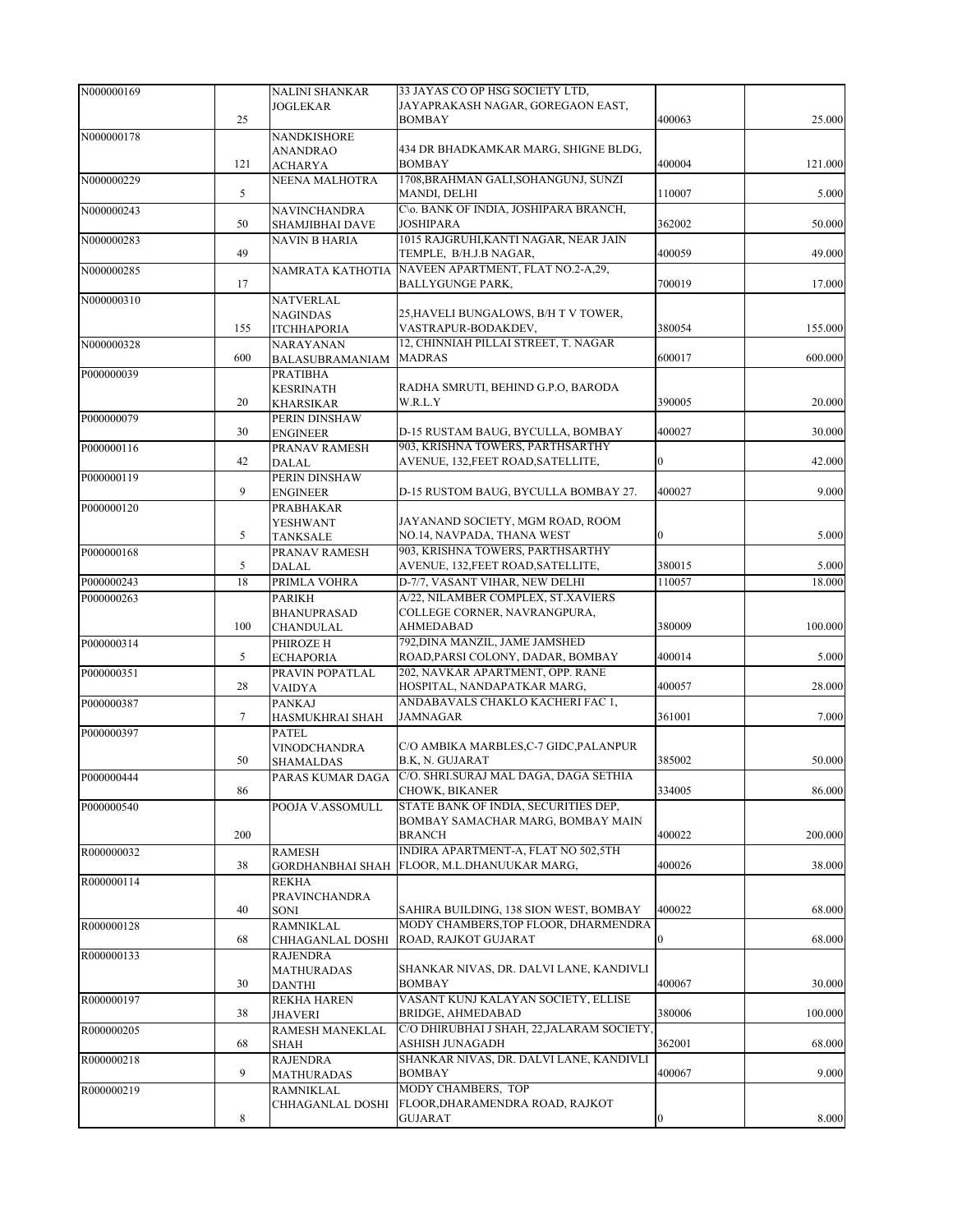| | | | | | |
|---|---|---|---|---|---|
| N000000169 | 25 | NALINI SHANKAR JOGLEKAR | 33 JAYAS CO OP HSG SOCIETY LTD, JAYAPRAKASH NAGAR, GOREGAON EAST, BOMBAY | 400063 | 25.000 |
| N000000178 | 121 | NANDKISHORE ANANDRAO ACHARYA | 434 DR BHADKAMKAR MARG, SHIGNE BLDG, BOMBAY | 400004 | 121.000 |
| N000000229 | 5 | NEENA MALHOTRA | 1708,BRAHMAN GALI,SOHANGUNJ, SUNZI MANDI, DELHI | 110007 | 5.000 |
| N000000243 | 50 | NAVINCHANDRA SHAMJIBHAI DAVE | C\o. BANK OF INDIA, JOSHIPARA BRANCH, JOSHIPARA | 362002 | 50.000 |
| N000000283 | 49 | NAVIN B HARIA | 1015 RAJGRUHI,KANTI NAGAR, NEAR JAIN TEMPLE, B/H.J.B NAGAR, | 400059 | 49.000 |
| N000000285 | 17 | NAMRATA KATHOTIA | NAVEEN APARTMENT, FLAT NO.2-A,29, BALLYGUNGE PARK, | 700019 | 17.000 |
| N000000310 | 155 | NATVERLAL NAGINDAS ITCHHAPORIA | 25,HAVELI BUNGALOWS, B/H T V TOWER, VASTRAPUR-BODAKDEV, | 380054 | 155.000 |
| N000000328 | 600 | NARAYANAN BALASUBRAMANIAM | 12, CHINNIAH PILLAI STREET, T. NAGAR MADRAS | 600017 | 600.000 |
| P000000039 | 20 | PRATIBHA KESRINATH KHARSIKAR | RADHA SMRUTI, BEHIND G.P.O, BARODA W.R.L.Y | 390005 | 20.000 |
| P000000079 | 30 | PERIN DINSHAW ENGINEER | D-15 RUSTAM BAUG, BYCULLA, BOMBAY | 400027 | 30.000 |
| P000000116 | 42 | PRANAV RAMESH DALAL | 903, KRISHNA TOWERS, PARTHSARTHY AVENUE, 132,FEET ROAD,SATELLITE, | 0 | 42.000 |
| P000000119 | 9 | PERIN DINSHAW ENGINEER | D-15 RUSTOM BAUG, BYCULLA BOMBAY 27. | 400027 | 9.000 |
| P000000120 | 5 | PRABHAKAR YESHWANT TANKSALE | JAYANAND SOCIETY, MGM ROAD, ROOM NO.14, NAVPADA, THANA WEST | 0 | 5.000 |
| P000000168 | 5 | PRANAV RAMESH DALAL | 903, KRISHNA TOWERS, PARTHSARTHY AVENUE, 132,FEET ROAD,SATELLITE, | 380015 | 5.000 |
| P000000243 | 18 | PRIMLA VOHRA | D-7/7, VASANT VIHAR, NEW DELHI | 110057 | 18.000 |
| P000000263 | 100 | PARIKH BHANUPRASAD CHANDULAL | A/22, NILAMBER COMPLEX, ST.XAVIERS COLLEGE CORNER, NAVRANGPURA, AHMEDABAD | 380009 | 100.000 |
| P000000314 | 5 | PHIROZE H ECHAPORIA | 792,DINA MANZIL, JAME JAMSHED ROAD,PARSI COLONY, DADAR, BOMBAY | 400014 | 5.000 |
| P000000351 | 28 | PRAVIN POPATLAL VAIDYA | 202, NAVKAR APARTMENT, OPP. RANE HOSPITAL, NANDAPATKAR MARG, | 400057 | 28.000 |
| P000000387 | 7 | PANKAJ HASMUKHRAI SHAH | ANDABAVALS CHAKLO KACHERI FAC 1, JAMNAGAR | 361001 | 7.000 |
| P000000397 | 50 | PATEL VINODCHANDRA SHAMALDAS | C/O AMBIKA MARBLES,C-7 GIDC,PALANPUR B.K, N. GUJARAT | 385002 | 50.000 |
| P000000444 | 86 | PARAS KUMAR DAGA | C/O. SHRI.SURAJ MAL DAGA, DAGA SETHIA CHOWK, BIKANER | 334005 | 86.000 |
| P000000540 | 200 | POOJA V.ASSOMULL | STATE BANK OF INDIA, SECURITIES DEP, BOMBAY SAMACHAR MARG, BOMBAY MAIN BRANCH | 400022 | 200.000 |
| R000000032 | 38 | RAMESH GORDHANBHAI SHAH | INDIRA APARTMENT-A, FLAT NO 502,5TH FLOOR, M.L.DHANUUKAR MARG, | 400026 | 38.000 |
| R000000114 | 40 | REKHA PRAVINCHANDRA SONI | SAHIRA BUILDING, 138 SION WEST, BOMBAY | 400022 | 68.000 |
| R000000128 | 68 | RAMNIKLAL CHHAGANLAL DOSHI | MODY CHAMBERS,TOP FLOOR, DHARMENDRA ROAD, RAJKOT GUJARAT | 0 | 68.000 |
| R000000133 | 30 | RAJENDRA MATHURADAS DANTHI | SHANKAR NIVAS, DR. DALVI LANE, KANDIVLI BOMBAY | 400067 | 30.000 |
| R000000197 | 38 | REKHA HAREN JHAVERI | VASANT KUNJ KALAYAN SOCIETY, ELLISE BRIDGE, AHMEDABAD | 380006 | 100.000 |
| R000000205 | 68 | RAMESH MANEKLAL SHAH | C/O DHIRUBHAI J SHAH, 22,JALARAM SOCIETY, ASHISH JUNAGADH | 362001 | 68.000 |
| R000000218 | 9 | RAJENDRA MATHURADAS | SHANKAR NIVAS, DR. DALVI LANE, KANDIVLI BOMBAY | 400067 | 9.000 |
| R000000219 | 8 | RAMNIKLAL CHHAGANLAL DOSHI | MODY CHAMBERS, TOP FLOOR,DHARAMENDRA ROAD, RAJKOT GUJARAT | 0 | 8.000 |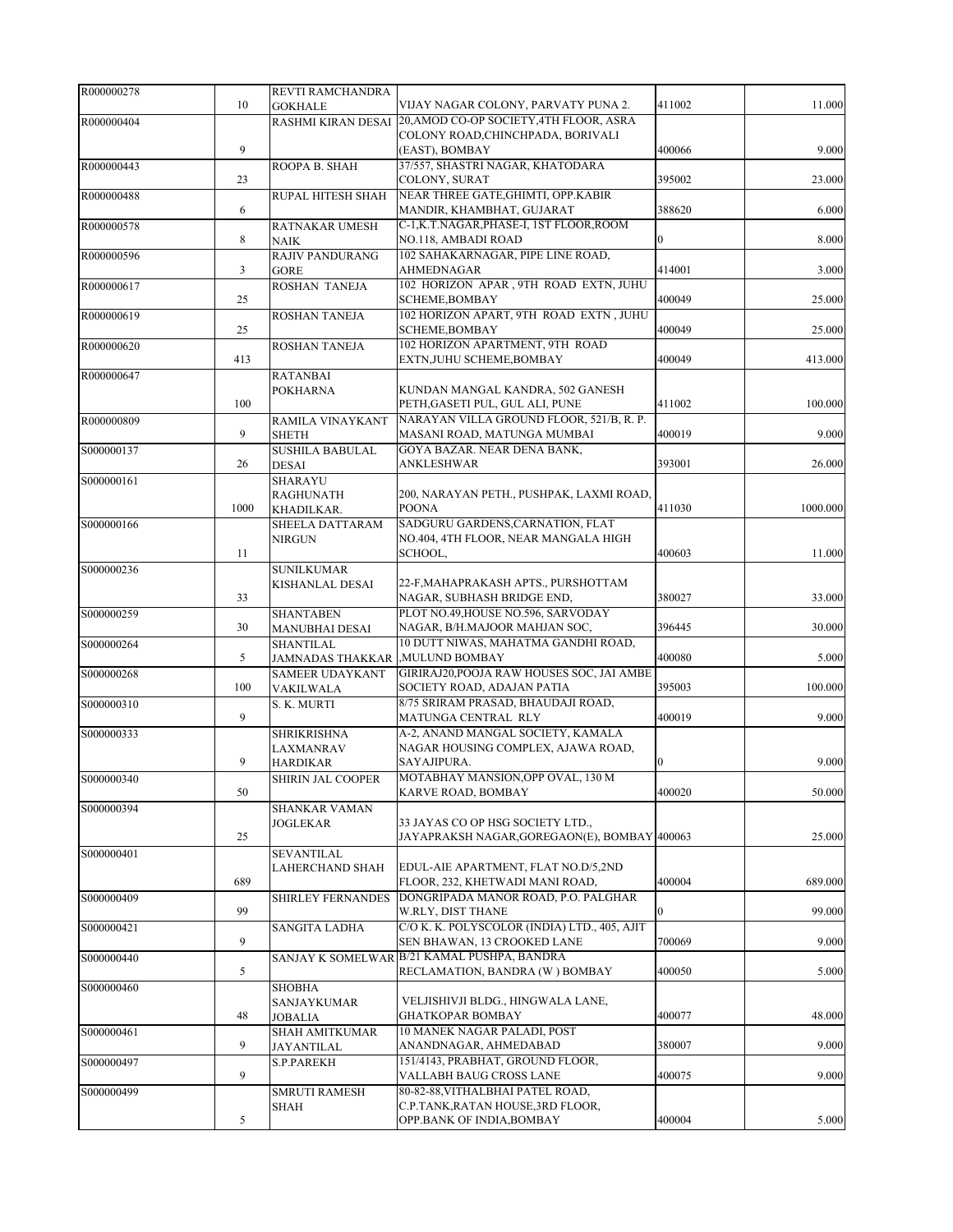| | | | | | |
|---|---|---|---|---|---|
| R000000278 | 10 | REVTI RAMCHANDRA GOKHALE | VIJAY NAGAR COLONY, PARVATY PUNA 2. | 411002 | 11.000 |
| R000000404 | 9 | RASHMI KIRAN DESAI | 20,AMOD CO-OP SOCIETY,4TH FLOOR, ASRA COLONY ROAD,CHINCHPADA, BORIVALI (EAST), BOMBAY | 400066 | 9.000 |
| R000000443 | 23 | ROOPA B. SHAH | 37/557, SHASTRI NAGAR, KHATODARA COLONY, SURAT | 395002 | 23.000 |
| R000000488 | 6 | RUPAL HITESH SHAH | NEAR THREE GATE,GHIMTI, OPP.KABIR MANDIR, KHAMBHAT, GUJARAT | 388620 | 6.000 |
| R000000578 | 8 | RATNAKAR UMESH NAIK | C-1,K.T.NAGAR,PHASE-I, 1ST FLOOR,ROOM NO.118, AMBADI ROAD | 0 | 8.000 |
| R000000596 | 3 | RAJIV PANDURANG GORE | 102 SAHAKARNAGAR, PIPE LINE ROAD, AHMEDNAGAR | 414001 | 3.000 |
| R000000617 | 25 | ROSHAN TANEJA | 102 HORIZON APAR , 9TH ROAD EXTN, JUHU SCHEME,BOMBAY | 400049 | 25.000 |
| R000000619 | 25 | ROSHAN TANEJA | 102 HORIZON APART, 9TH ROAD EXTN , JUHU SCHEME,BOMBAY | 400049 | 25.000 |
| R000000620 | 413 | ROSHAN TANEJA | 102 HORIZON APARTMENT, 9TH ROAD EXTN,JUHU SCHEME,BOMBAY | 400049 | 413.000 |
| R000000647 | 100 | RATANBAI POKHARNA | KUNDAN MANGAL KANDRA, 502 GANESH PETH,GASETI PUL, GUL ALI, PUNE | 411002 | 100.000 |
| R000000809 | 9 | RAMILA VINAYKANT SHETH | NARAYAN VILLA GROUND FLOOR, 521/B, R. P. MASANI ROAD, MATUNGA MUMBAI | 400019 | 9.000 |
| S000000137 | 26 | SUSHILA BABULAL DESAI | GOYA BAZAR. NEAR DENA BANK, ANKLESHWAR | 393001 | 26.000 |
| S000000161 | 1000 | SHARAYU RAGHUNATH KHADILKAR. | 200, NARAYAN PETH., PUSHPAK, LAXMI ROAD, POONA | 411030 | 1000.000 |
| S000000166 | 11 | SHEELA DATTARAM NIRGUN | SADGURU GARDENS,CARNATION, FLAT NO.404, 4TH FLOOR, NEAR MANGALA HIGH SCHOOL, | 400603 | 11.000 |
| S000000236 | 33 | SUNILKUMAR KISHANLAL DESAI | 22-F,MAHAPRAKASH APTS., PURSHOTTAM NAGAR, SUBHASH BRIDGE END, | 380027 | 33.000 |
| S000000259 | 30 | SHANTABEN MANUBHAI DESAI | PLOT NO.49,HOUSE NO.596, SARVODAY NAGAR, B/H.MAJOOR MAHJAN SOC, | 396445 | 30.000 |
| S000000264 | 5 | SHANTILAL JAMNADAS THAKKAR | 10 DUTT NIWAS, MAHATMA GANDHI ROAD, ,MULUND BOMBAY | 400080 | 5.000 |
| S000000268 | 100 | SAMEER UDAYKANT VAKILWALA | GIRIRAJ20,POOJA RAW HOUSES SOC, JAI AMBE SOCIETY ROAD, ADAJAN PATIA | 395003 | 100.000 |
| S000000310 | 9 | S. K. MURTI | 8/75 SRIRAM PRASAD, BHAUDAJI ROAD, MATUNGA CENTRAL RLY | 400019 | 9.000 |
| S000000333 | 9 | SHRIKRISHNA LAXMANRAV HARDIKAR | A-2, ANAND MANGAL SOCIETY, KAMALA NAGAR HOUSING COMPLEX, AJAWA ROAD, SAYAJIPURA. | 0 | 9.000 |
| S000000340 | 50 | SHIRIN JAL COOPER | MOTABHAY MANSION,OPP OVAL, 130 M KARVE ROAD, BOMBAY | 400020 | 50.000 |
| S000000394 | 25 | SHANKAR VAMAN JOGLEKAR | 33 JAYAS CO OP HSG SOCIETY LTD., JAYAPRAKSH NAGAR,GOREGAON(E), BOMBAY | 400063 | 25.000 |
| S000000401 | 689 | SEVANTILAL LAHERCHAND SHAH | EDUL-AIE APARTMENT, FLAT NO.D/5,2ND FLOOR, 232, KHETWADI MANI ROAD, | 400004 | 689.000 |
| S000000409 | 99 | SHIRLEY FERNANDES | DONGRIPADA MANOR ROAD, P.O. PALGHAR W.RLY, DIST THANE | 0 | 99.000 |
| S000000421 | 9 | SANGITA LADHA | C/O K. K. POLYSCOLOR (INDIA) LTD., 405, AJIT SEN BHAWAN, 13 CROOKED LANE | 700069 | 9.000 |
| S000000440 | 5 | SANJAY K SOMELWAR | B/21 KAMAL PUSHPA, BANDRA RECLAMATION, BANDRA (W ) BOMBAY | 400050 | 5.000 |
| S000000460 | 48 | SHOBHA SANJAYKUMAR JOBALIA | VELJISHIVJI BLDG., HINGWALA LANE, GHATKOPAR BOMBAY | 400077 | 48.000 |
| S000000461 | 9 | SHAH AMITKUMAR JAYANTILAL | 10 MANEK NAGAR PALADI, POST ANANDNAGAR, AHMEDABAD | 380007 | 9.000 |
| S000000497 | 9 | S.P.PAREKH | 151/4143, PRABHAT, GROUND FLOOR, VALLABH BAUG CROSS LANE | 400075 | 9.000 |
| S000000499 | 5 | SMRUTI RAMESH SHAH | 80-82-88,VITHALBHAI PATEL ROAD, C.P.TANK,RATAN HOUSE,3RD FLOOR, OPP.BANK OF INDIA,BOMBAY | 400004 | 5.000 |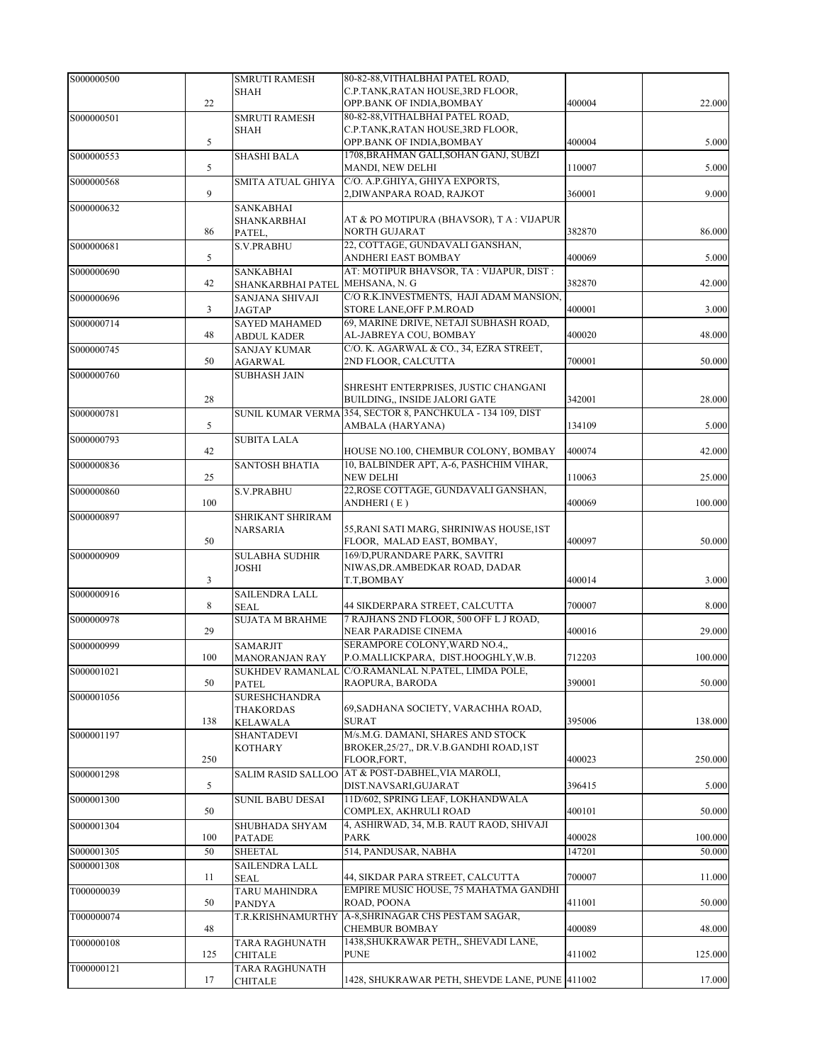| | | | | | |
|---|---|---|---|---|---|
| S000000500 | 22 | SMRUTI RAMESH SHAH | 80-82-88,VITHALBHAI PATEL ROAD, C.P.TANK,RATAN HOUSE,3RD FLOOR, OPP.BANK OF INDIA,BOMBAY | 400004 | 22.000 |
| S000000501 | 5 | SMRUTI RAMESH SHAH | 80-82-88,VITHALBHAI PATEL ROAD, C.P.TANK,RATAN HOUSE,3RD FLOOR, OPP.BANK OF INDIA,BOMBAY | 400004 | 5.000 |
| S000000553 | 5 | SHASHI BALA | 1708,BRAHMAN GALI,SOHAN GANJ, SUBZI MANDI, NEW DELHI | 110007 | 5.000 |
| S000000568 | 9 | SMITA ATUAL GHIYA | C/O. A.P.GHIYA, GHIYA EXPORTS, 2,DIWANPARA ROAD, RAJKOT | 360001 | 9.000 |
| S000000632 | 86 | SANKABHAI SHANKARBHAI PATEL, | AT & PO MOTIPURA (BHAVSOR), T A : VIJAPUR NORTH GUJARAT | 382870 | 86.000 |
| S000000681 | 5 | S.V.PRABHU | 22, COTTAGE, GUNDAVALI GANSHAN, ANDHERI EAST BOMBAY | 400069 | 5.000 |
| S000000690 | 42 | SANKABHAI SHANKARBHAI PATEL | AT: MOTIPUR BHAVSOR, TA : VIJAPUR, DIST : MEHSANA, N. G | 382870 | 42.000 |
| S000000696 | 3 | SANJANA SHIVAJI JAGTAP | C/O R.K.INVESTMENTS, HAJI ADAM MANSION, STORE LANE,OFF P.M.ROAD | 400001 | 3.000 |
| S000000714 | 48 | SAYED MAHAMED ABDUL KADER | 69, MARINE DRIVE, NETAJI SUBHASH ROAD, AL-JABREYA COU, BOMBAY | 400020 | 48.000 |
| S000000745 | 50 | SANJAY KUMAR AGARWAL | C/O. K. AGARWAL & CO., 34, EZRA STREET, 2ND FLOOR, CALCUTTA | 700001 | 50.000 |
| S000000760 | 28 | SUBHASH JAIN | SHRESHT ENTERPRISES, JUSTIC CHANGANI BUILDING,, INSIDE JALORI GATE | 342001 | 28.000 |
| S000000781 | 5 | SUNIL KUMAR VERMA | 354, SECTOR 8, PANCHKULA - 134 109, DIST AMBALA (HARYANA) | 134109 | 5.000 |
| S000000793 | 42 | SUBITA LALA | HOUSE NO.100, CHEMBUR COLONY, BOMBAY | 400074 | 42.000 |
| S000000836 | 25 | SANTOSH BHATIA | 10, BALBINDER APT, A-6, PASHCHIM VIHAR, NEW DELHI | 110063 | 25.000 |
| S000000860 | 100 | S.V.PRABHU | 22,ROSE COTTAGE, GUNDAVALI GANSHAN, ANDHERI ( E ) | 400069 | 100.000 |
| S000000897 | 50 | SHRIKANT SHRIRAM NARSARIA | 55,RANI SATI MARG, SHRINIWAS HOUSE,1ST FLOOR, MALAD EAST, BOMBAY, | 400097 | 50.000 |
| S000000909 | 3 | SULABHA SUDHIR JOSHI | 169/D,PURANDARE PARK, SAVITRI NIWAS,DR.AMBEDKAR ROAD, DADAR T.T,BOMBAY | 400014 | 3.000 |
| S000000916 | 8 | SAILENDRA LALL SEAL | 44 SIKDERPARA STREET, CALCUTTA | 700007 | 8.000 |
| S000000978 | 29 | SUJATA M BRAHME | 7 RAJHANS 2ND FLOOR, 500 OFF L J ROAD, NEAR PARADISE CINEMA | 400016 | 29.000 |
| S000000999 | 100 | SAMARJIT MANORANJAN RAY | SERAMPORE COLONY,WARD NO.4,, P.O.MALLICKPARA, DIST.HOOGHLY,W.B. | 712203 | 100.000 |
| S000001021 | 50 | SUKHDEV RAMANLAL PATEL | C/O.RAMANLAL N.PATEL, LIMDA POLE, RAOPURA, BARODA | 390001 | 50.000 |
| S000001056 | 138 | SURESHCHANDRA THAKORDAS KELAWALA | 69,SADHANA SOCIETY, VARACHHA ROAD, SURAT | 395006 | 138.000 |
| S000001197 | 250 | SHANTADEVI KOTHARY | M/s.M.G. DAMANI, SHARES AND STOCK BROKER,25/27,, DR.V.B.GANDHI ROAD,1ST FLOOR,FORT, | 400023 | 250.000 |
| S000001298 | 5 | SALIM RASID SALLOO | AT & POST-DABHEL,VIA MAROLI, DIST.NAVSARI,GUJARAT | 396415 | 5.000 |
| S000001300 | 50 | SUNIL BABU DESAI | 11D/602, SPRING LEAF, LOKHANDWALA COMPLEX, AKHRULI ROAD | 400101 | 50.000 |
| S000001304 | 100 | SHUBHADA SHYAM PATADE | 4, ASHIRWAD, 34, M.B. RAUT RAOD, SHIVAJI PARK | 400028 | 100.000 |
| S000001305 | 50 | SHEETAL | 514, PANDUSAR, NABHA | 147201 | 50.000 |
| S000001308 | 11 | SAILENDRA LALL SEAL | 44, SIKDAR PARA STREET, CALCUTTA | 700007 | 11.000 |
| T000000039 | 50 | TARU MAHINDRA PANDYA | EMPIRE MUSIC HOUSE, 75 MAHATMA GANDHI ROAD, POONA | 411001 | 50.000 |
| T000000074 | 48 | T.R.KRISHNAMURTHY | A-8,SHRINAGAR CHS PESTAM SAGAR, CHEMBUR BOMBAY | 400089 | 48.000 |
| T000000108 | 125 | TARA RAGHUNATH CHITALE | 1438,SHUKRAWAR PETH,, SHEVADI LANE, PUNE | 411002 | 125.000 |
| T000000121 | 17 | TARA RAGHUNATH CHITALE | 1428, SHUKRAWAR PETH, SHEVDE LANE, PUNE | 411002 | 17.000 |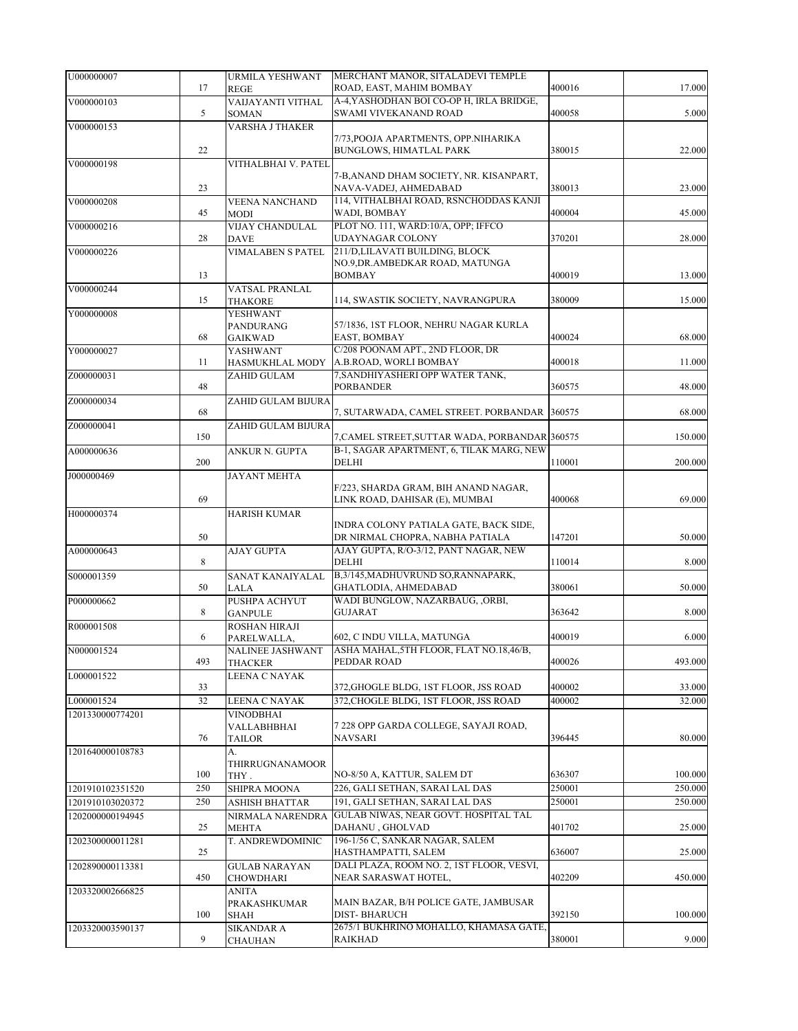| | | | | | |
|---|---|---|---|---|---|
| U000000007 | 17 | URMILA YESHWANT REGE | MERCHANT MANOR, SITALADEVI TEMPLE ROAD, EAST, MAHIM BOMBAY | 400016 | 17.000 |
| V000000103 | 5 | VAIJAYANTI VITHAL SOMAN | A-4,YASHODHAN BOI CO-OP H, IRLA BRIDGE, SWAMI VIVEKANAND ROAD | 400058 | 5.000 |
| V000000153 | 22 | VARSHA J THAKER | 7/73,POOJA APARTMENTS, OPP.NIHARIKA BUNGLOWS, HIMATLAL PARK | 380015 | 22.000 |
| V000000198 | 23 | VITHALBHAI V. PATEL | 7-B,ANAND DHAM SOCIETY, NR. KISANPART, NAVA-VADEJ, AHMEDABAD | 380013 | 23.000 |
| V000000208 | 45 | VEENA NANCHAND MODI | 114, VITHALBHAI ROAD, RSNCHODDAS KANJI WADI, BOMBAY | 400004 | 45.000 |
| V000000216 | 28 | VIJAY CHANDULAL DAVE | PLOT NO. 111, WARD:10/A, OPP; IFFCO UDAYNAGAR COLONY | 370201 | 28.000 |
| V000000226 | 13 | VIMALABEN S PATEL | 211/D,LILAVATI BUILDING, BLOCK NO.9,DR.AMBEDKAR ROAD, MATUNGA BOMBAY | 400019 | 13.000 |
| V000000244 | 15 | VATSAL PRANLAL THAKORE | 114, SWASTIK SOCIETY, NAVRANGPURA | 380009 | 15.000 |
| Y000000008 | 68 | YESHWANT PANDURANG GAIKWAD | 57/1836, 1ST FLOOR, NEHRU NAGAR KURLA EAST, BOMBAY | 400024 | 68.000 |
| Y000000027 | 11 | YASHWANT HASMUKHLAL MODY | C/208 POONAM APT., 2ND FLOOR, DR A.B.ROAD, WORLI BOMBAY | 400018 | 11.000 |
| Z000000031 | 48 | ZAHID GULAM | 7,SANDHIYASHERI OPP WATER TANK, PORBANDER | 360575 | 48.000 |
| Z000000034 | 68 | ZAHID GULAM BIJURA | 7, SUTARWADA, CAMEL STREET. PORBANDAR | 360575 | 68.000 |
| Z000000041 | 150 | ZAHID GULAM BIJURA | 7,CAMEL STREET,SUTTAR WADA, PORBANDAR | 360575 | 150.000 |
| A000000636 | 200 | ANKUR N. GUPTA | B-1, SAGAR APARTMENT, 6, TILAK MARG, NEW DELHI | 110001 | 200.000 |
| J000000469 | 69 | JAYANT MEHTA | F/223, SHARDA GRAM, BIH ANAND NAGAR, LINK ROAD, DAHISAR (E), MUMBAI | 400068 | 69.000 |
| H000000374 | 50 | HARISH KUMAR | INDRA COLONY PATIALA GATE, BACK SIDE, DR NIRMAL CHOPRA, NABHA PATIALA | 147201 | 50.000 |
| A000000643 | 8 | AJAY GUPTA | AJAY GUPTA, R/O-3/12, PANT NAGAR, NEW DELHI | 110014 | 8.000 |
| S000001359 | 50 | SANAT KANAIYALAL LALA | B,3/145,MADHUVRUND SO,RANNAPARK, GHATLODIA, AHMEDABAD | 380061 | 50.000 |
| P000000662 | 8 | PUSHPA ACHYUT GANPULE | WADI BUNGLOW, NAZARBAUG, ,ORBI, GUJARAT | 363642 | 8.000 |
| R000001508 | 6 | ROSHAN HIRAJI PARELWALLA, | 602, C INDU VILLA, MATUNGA | 400019 | 6.000 |
| N000001524 | 493 | NALINEE JASHWANT THACKER | ASHA MAHAL,5TH FLOOR, FLAT NO.18,46/B, PEDDAR ROAD | 400026 | 493.000 |
| L000001522 | 33 | LEENA C NAYAK | 372,GHOGLE BLDG, 1ST FLOOR, JSS ROAD | 400002 | 33.000 |
| L000001524 | 32 | LEENA C NAYAK | 372,CHOGLE BLDG, 1ST FLOOR, JSS ROAD | 400002 | 32.000 |
| 1201330000774201 | 76 | VINODBHAI VALLABHBHAI TAILOR | 7 228 OPP GARDA COLLEGE, SAYAJI ROAD, NAVSARI | 396445 | 80.000 |
| 1201640000108783 | 100 | A. THIRRUGNANAMOOR THY . | NO-8/50 A, KATTUR, SALEM DT | 636307 | 100.000 |
| 1201910102351520 | 250 | SHIPRA MOONA | 226, GALI SETHAN, SARAI LAL DAS | 250001 | 250.000 |
| 1201910103020372 | 250 | ASHISH BHATTAR | 191, GALI SETHAN, SARAI LAL DAS | 250001 | 250.000 |
| 1202000000194945 | 25 | NIRMALA NARENDRA MEHTA | GULAB NIWAS, NEAR GOVT. HOSPITAL TAL DAHANU , GHOLVAD | 401702 | 25.000 |
| 1202300000011281 | 25 | T. ANDREWDOMINIC | 196-1/56 C, SANKAR NAGAR, SALEM HASTHAMPATTI, SALEM | 636007 | 25.000 |
| 1202890000113381 | 450 | GULAB NARAYAN CHOWDHARI | DALI PLAZA, ROOM NO. 2, 1ST FLOOR, VESVI, NEAR SARASWAT HOTEL, | 402209 | 450.000 |
| 1203320002666825 | 100 | ANITA PRAKASHKUMAR SHAH | MAIN BAZAR, B/H POLICE GATE, JAMBUSAR DIST- BHARUCH | 392150 | 100.000 |
| 1203320003590137 | 9 | SIKANDAR A CHAUHAN | 2675/1 BUKHRINO MOHALLO, KHAMASA GATE, RAIKHAD | 380001 | 9.000 |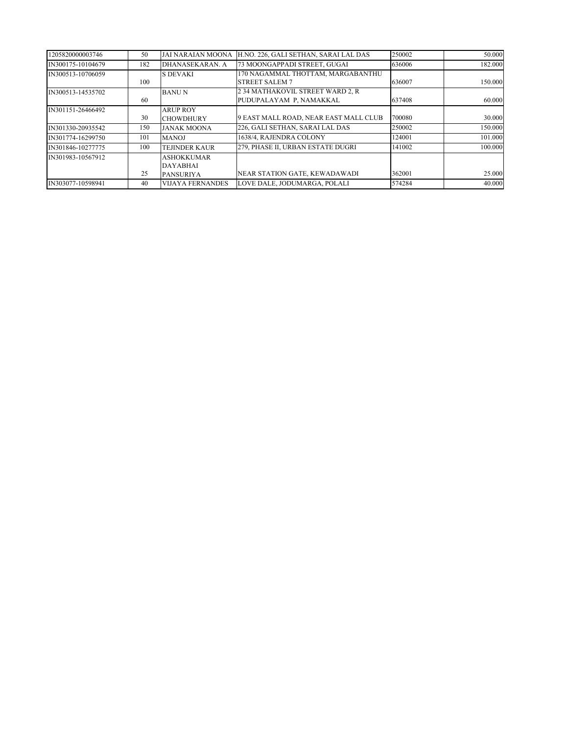| | | | | | |
|---|---|---|---|---|---|
| 1205820000003746 | 50 | JAI NARAIAN MOONA | H.NO. 226, GALI SETHAN, SARAI LAL DAS | 250002 | 50.000 |
| IN300175-10104679 | 182 | DHANASEKARAN. A | 73 MOONGAPPADI STREET, GUGAI | 636006 | 182.000 |
| IN300513-10706059 | 100 | S DEVAKI | 170 NAGAMMAL THOTTAM, MARGABANTHU STREET SALEM 7 | 636007 | 150.000 |
| IN300513-14535702 | 60 | BANU N | 2 34 MATHAKOVIL STREET WARD 2, R PUDUPALAYAM P, NAMAKKAL | 637408 | 60.000 |
| IN301151-26466492 | 30 | ARUP ROY CHOWDHURY | 9 EAST MALL ROAD, NEAR EAST MALL CLUB | 700080 | 30.000 |
| IN301330-20935542 | 150 | JANAK MOONA | 226, GALI SETHAN, SARAI LAL DAS | 250002 | 150.000 |
| IN301774-16299750 | 101 | MANOJ | 1638/4, RAJENDRA COLONY | 124001 | 101.000 |
| IN301846-10277775 | 100 | TEJINDER KAUR | 279, PHASE II, URBAN ESTATE DUGRI | 141002 | 100.000 |
| IN301983-10567912 | 25 | ASHOKKUMAR DAYABHAI PANSURIYA | NEAR STATION GATE, KEWADAWADI | 362001 | 25.000 |
| IN303077-10598941 | 40 | VIJAYA FERNANDES | LOVE DALE, JODUMARGA, POLALI | 574284 | 40.000 |